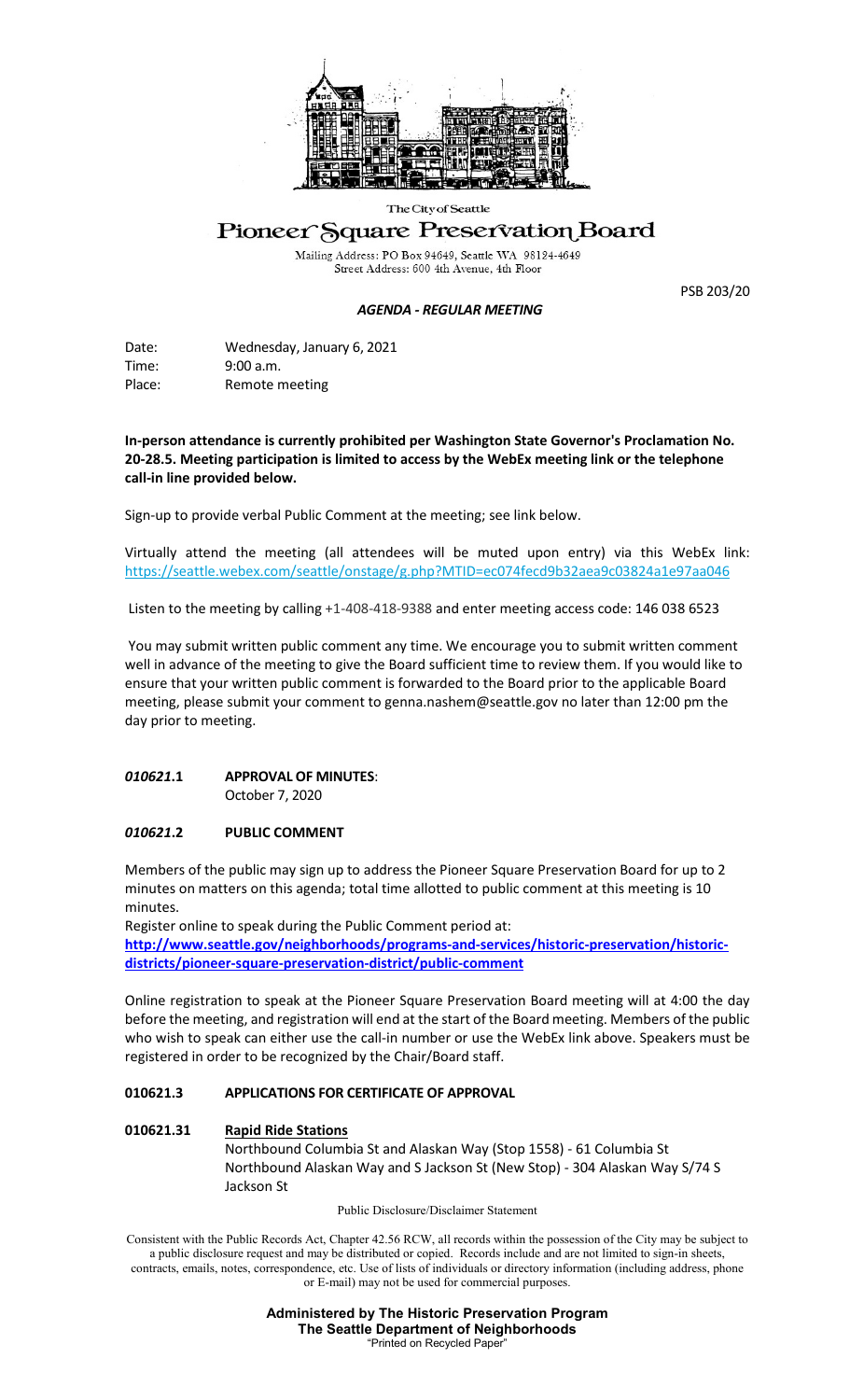The City of Seattle

# Pioneer Square Preservation Board

Mailing Address: PO Box 94649, Seattle WA 98124-4649
Street Address: 600 4th Avenue, 4th Floor

PSB 203/20

***AGENDA - REGULAR MEETING***

Date: Wednesday, January 6, 2021
Time: 9:00 a.m.
Place: Remote meeting

**In-person attendance is currently prohibited per Washington State Governor's Proclamation No. 20-28.5. Meeting participation is limited to access by the WebEx meeting link or the telephone call-in line provided below.**

Sign-up to provide verbal Public Comment at the meeting; see link below.

Virtually attend the meeting (all attendees will be muted upon entry) via this WebEx link: https://seattle.webex.com/seattle/onstage/g.php?MTID=ec074fecd9b32aea9c03824a1e97aa046

Listen to the meeting by calling +1-408-418-9388 and enter meeting access code: 146 038 6523

You may submit written public comment any time. We encourage you to submit written comment well in advance of the meeting to give the Board sufficient time to review them. If you would like to ensure that your written public comment is forwarded to the Board prior to the applicable Board meeting, please submit your comment to genna.nashem@seattle.gov no later than 12:00 pm the day prior to meeting.

***010621*.1 APPROVAL OF MINUTES**:
October 7, 2020

***010621*.2 PUBLIC COMMENT**

Members of the public may sign up to address the Pioneer Square Preservation Board for up to 2 minutes on matters on this agenda; total time allotted to public comment at this meeting is 10 minutes.

Register online to speak during the Public Comment period at:
**http://www.seattle.gov/neighborhoods/programs-and-services/historic-preservation/historic-districts/pioneer-square-preservation-district/public-comment**

Online registration to speak at the Pioneer Square Preservation Board meeting will at 4:00 the day before the meeting, and registration will end at the start of the Board meeting. Members of the public who wish to speak can either use the call-in number or use the WebEx link above. Speakers must be registered in order to be recognized by the Chair/Board staff.

**010621.3 APPLICATIONS FOR CERTIFICATE OF APPROVAL**

**010621.31 Rapid Ride Stations**
Northbound Columbia St and Alaskan Way (Stop 1558) - 61 Columbia St
Northbound Alaskan Way and S Jackson St (New Stop) - 304 Alaskan Way S/74 S Jackson St

Public Disclosure/Disclaimer Statement

Consistent with the Public Records Act, Chapter 42.56 RCW, all records within the possession of the City may be subject to a public disclosure request and may be distributed or copied. Records include and are not limited to sign-in sheets, contracts, emails, notes, correspondence, etc. Use of lists of individuals or directory information (including address, phone or E-mail) may not be used for commercial purposes.

**Administered by The Historic Preservation Program**
**The Seattle Department of Neighborhoods**
"Printed on Recycled Paper"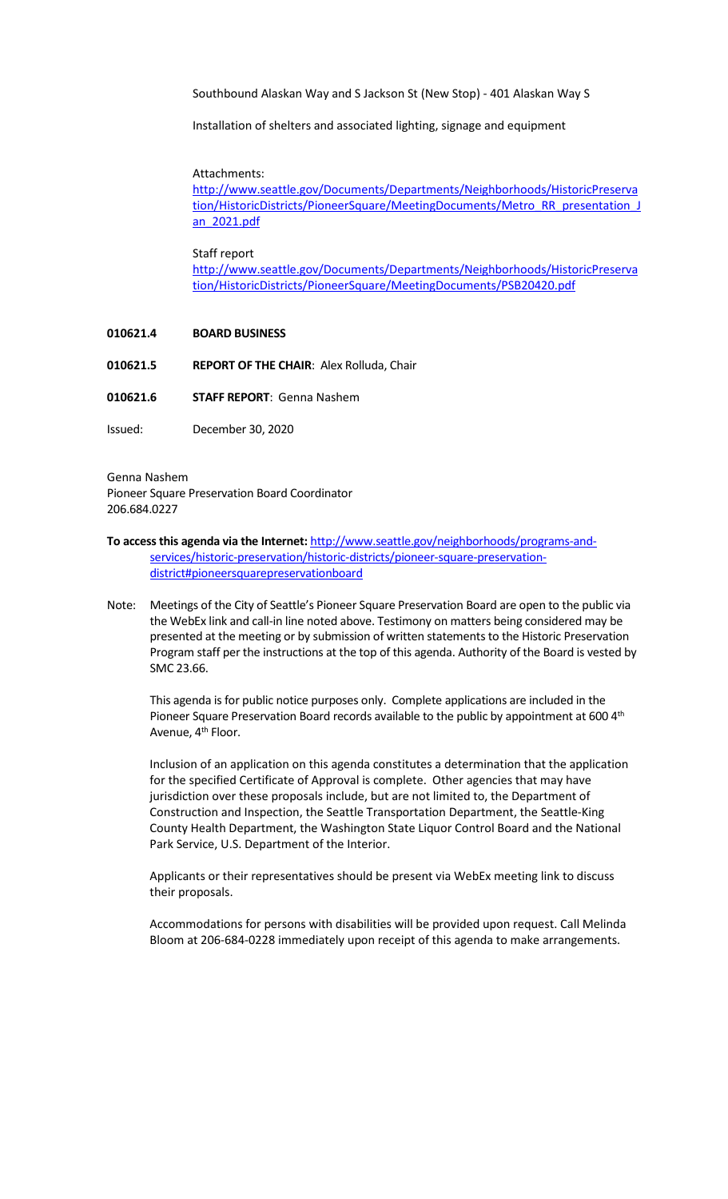Southbound Alaskan Way and S Jackson St (New Stop) - 401 Alaskan Way S

Installation of shelters and associated lighting, signage and equipment

Attachments:
[http://www.seattle.gov/Documents/Departments/Neighborhoods/HistoricPreservation/HistoricDistricts/PioneerSquare/MeetingDocuments/Metro_RR_presentation_Jan_2021.pdf](http://www.seattle.gov/Documents/Departments/Neighborhoods/HistoricPreservation/HistoricDistricts/PioneerSquare/MeetingDocuments/Metro_RR_presentation_Jan_2021.pdf)

Staff report
[http://www.seattle.gov/Documents/Departments/Neighborhoods/HistoricPreservation/HistoricDistricts/PioneerSquare/MeetingDocuments/PSB20420.pdf](http://www.seattle.gov/Documents/Departments/Neighborhoods/HistoricPreservation/HistoricDistricts/PioneerSquare/MeetingDocuments/PSB20420.pdf)

**010621.4 BOARD BUSINESS**

**010621.5 REPORT OF THE CHAIR**: Alex Rolluda, Chair

**010621.6 STAFF REPORT**: Genna Nashem

Issued: December 30, 2020

Genna Nashem
Pioneer Square Preservation Board Coordinator
206.684.0227

**To access this agenda via the Internet:** [http://www.seattle.gov/neighborhoods/programs-and-services/historic-preservation/historic-districts/pioneer-square-preservation-district#pioneersquarepreservationboard](http://www.seattle.gov/neighborhoods/programs-and-services/historic-preservation/historic-districts/pioneer-square-preservation-district#pioneersquarepreservationboard)

Note: Meetings of the City of Seattle's Pioneer Square Preservation Board are open to the public via the WebEx link and call-in line noted above. Testimony on matters being considered may be presented at the meeting or by submission of written statements to the Historic Preservation Program staff per the instructions at the top of this agenda. Authority of the Board is vested by SMC 23.66.

This agenda is for public notice purposes only. Complete applications are included in the Pioneer Square Preservation Board records available to the public by appointment at 600 4th Avenue, 4th Floor.

Inclusion of an application on this agenda constitutes a determination that the application for the specified Certificate of Approval is complete. Other agencies that may have jurisdiction over these proposals include, but are not limited to, the Department of Construction and Inspection, the Seattle Transportation Department, the Seattle-King County Health Department, the Washington State Liquor Control Board and the National Park Service, U.S. Department of the Interior.

Applicants or their representatives should be present via WebEx meeting link to discuss their proposals.

Accommodations for persons with disabilities will be provided upon request. Call Melinda Bloom at 206-684-0228 immediately upon receipt of this agenda to make arrangements.